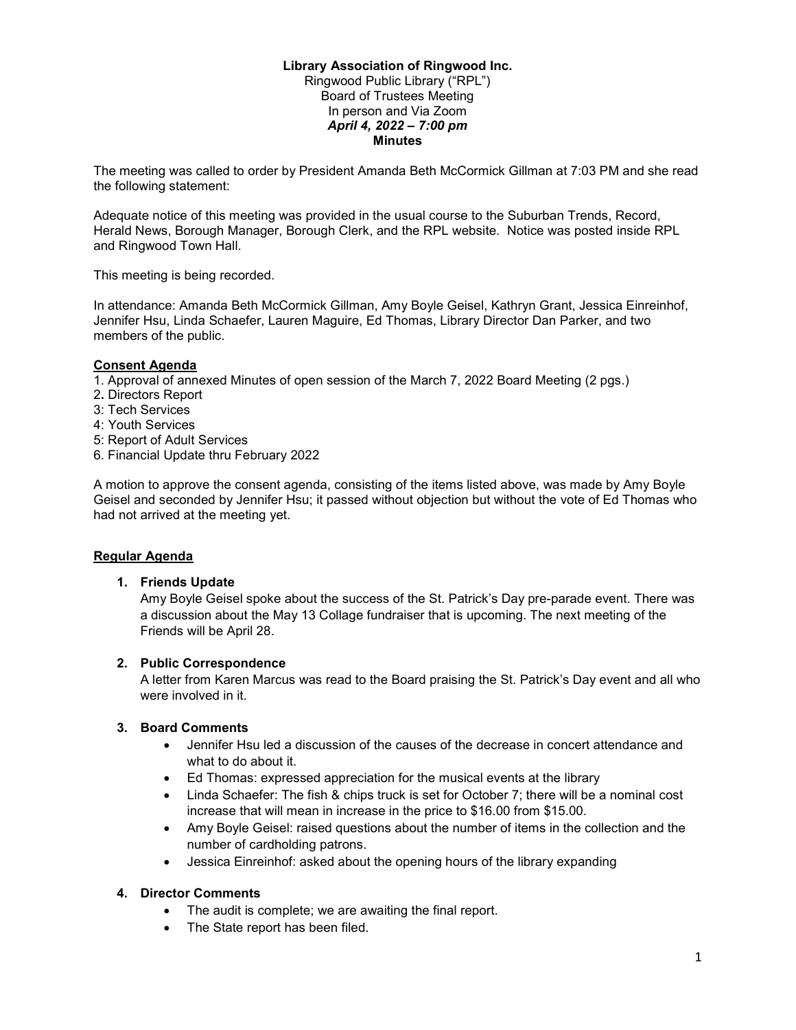**Library Association of Ringwood Inc.**

Ringwood Public Library ("RPL")
Board of Trustees Meeting
In person and Via Zoom
***April 4, 2022 – 7:00 pm***
**Minutes**

The meeting was called to order by President Amanda Beth McCormick Gillman at 7:03 PM and she read the following statement:

Adequate notice of this meeting was provided in the usual course to the Suburban Trends, Record, Herald News, Borough Manager, Borough Clerk, and the RPL website. Notice was posted inside RPL and Ringwood Town Hall.

This meeting is being recorded.

In attendance: Amanda Beth McCormick Gillman, Amy Boyle Geisel, Kathryn Grant, Jessica Einreinhof, Jennifer Hsu, Linda Schaefer, Lauren Maguire, Ed Thomas, Library Director Dan Parker, and two members of the public.

**Consent Agenda**

1. Approval of annexed Minutes of open session of the March 7, 2022 Board Meeting (2 pgs.)
2. Directors Report
3: Tech Services
4: Youth Services
5: Report of Adult Services
6. Financial Update thru February 2022

A motion to approve the consent agenda, consisting of the items listed above, was made by Amy Boyle Geisel and seconded by Jennifer Hsu; it passed without objection but without the vote of Ed Thomas who had not arrived at the meeting yet.

**Regular Agenda**

1. **Friends Update**
   Amy Boyle Geisel spoke about the success of the St. Patrick's Day pre-parade event. There was a discussion about the May 13 Collage fundraiser that is upcoming. The next meeting of the Friends will be April 28.

2. **Public Correspondence**
   A letter from Karen Marcus was read to the Board praising the St. Patrick's Day event and all who were involved in it.

3. **Board Comments**
   - Jennifer Hsu led a discussion of the causes of the decrease in concert attendance and what to do about it.
   - Ed Thomas: expressed appreciation for the musical events at the library
   - Linda Schaefer: The fish & chips truck is set for October 7; there will be a nominal cost increase that will mean in increase in the price to $16.00 from $15.00.
   - Amy Boyle Geisel: raised questions about the number of items in the collection and the number of cardholding patrons.
   - Jessica Einreinhof: asked about the opening hours of the library expanding

4. **Director Comments**
   - The audit is complete; we are awaiting the final report.
   - The State report has been filed.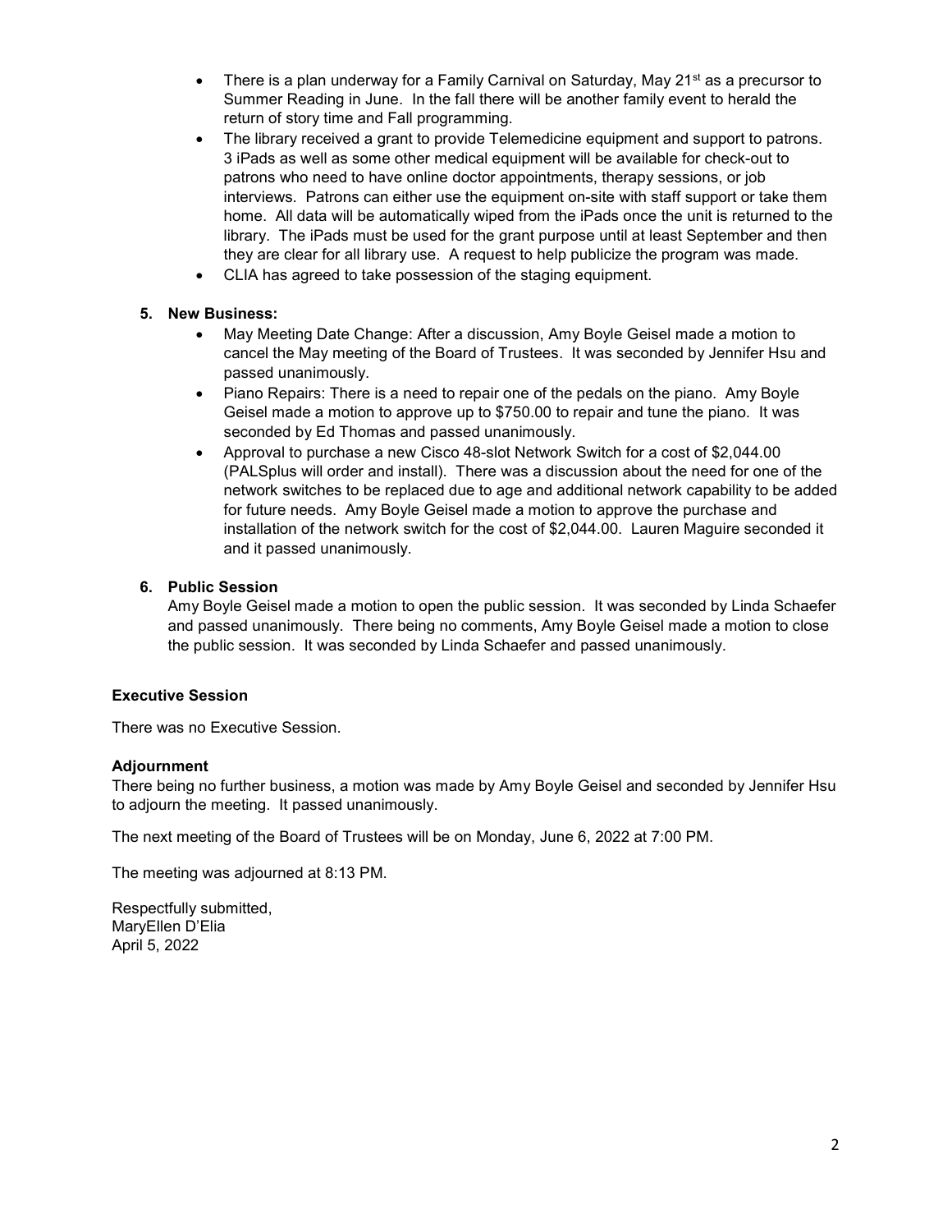- There is a plan underway for a Family Carnival on Saturday, May 21st as a precursor to Summer Reading in June. In the fall there will be another family event to herald the return of story time and Fall programming.
- The library received a grant to provide Telemedicine equipment and support to patrons. 3 iPads as well as some other medical equipment will be available for check-out to patrons who need to have online doctor appointments, therapy sessions, or job interviews. Patrons can either use the equipment on-site with staff support or take them home. All data will be automatically wiped from the iPads once the unit is returned to the library. The iPads must be used for the grant purpose until at least September and then they are clear for all library use. A request to help publicize the program was made.
- CLIA has agreed to take possession of the staging equipment.

**5. New Business:**

- May Meeting Date Change: After a discussion, Amy Boyle Geisel made a motion to cancel the May meeting of the Board of Trustees. It was seconded by Jennifer Hsu and passed unanimously.
- Piano Repairs: There is a need to repair one of the pedals on the piano. Amy Boyle Geisel made a motion to approve up to $750.00 to repair and tune the piano. It was seconded by Ed Thomas and passed unanimously.
- Approval to purchase a new Cisco 48-slot Network Switch for a cost of $2,044.00 (PALSplus will order and install). There was a discussion about the need for one of the network switches to be replaced due to age and additional network capability to be added for future needs. Amy Boyle Geisel made a motion to approve the purchase and installation of the network switch for the cost of $2,044.00. Lauren Maguire seconded it and it passed unanimously.

**6. Public Session**

Amy Boyle Geisel made a motion to open the public session. It was seconded by Linda Schaefer and passed unanimously. There being no comments, Amy Boyle Geisel made a motion to close the public session. It was seconded by Linda Schaefer and passed unanimously.

**Executive Session**

There was no Executive Session.

**Adjournment**

There being no further business, a motion was made by Amy Boyle Geisel and seconded by Jennifer Hsu to adjourn the meeting. It passed unanimously.

The next meeting of the Board of Trustees will be on Monday, June 6, 2022 at 7:00 PM.

The meeting was adjourned at 8:13 PM.

Respectfully submitted,
MaryEllen D'Elia
April 5, 2022